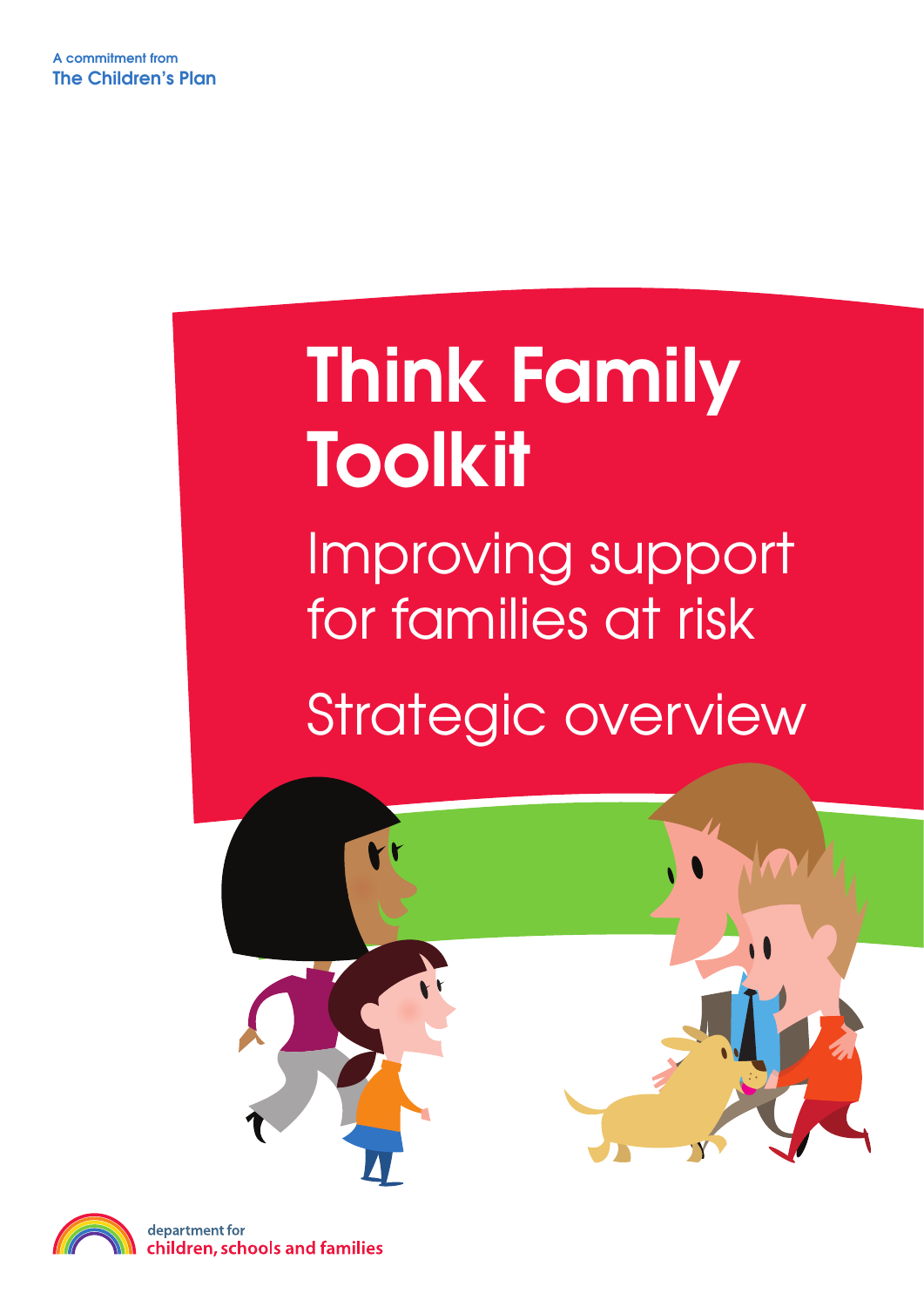A commitment from
The Children's Plan

# Think Family Toolkit

## Improving support for families at risk

## Strategic overview

department for
children, schools and families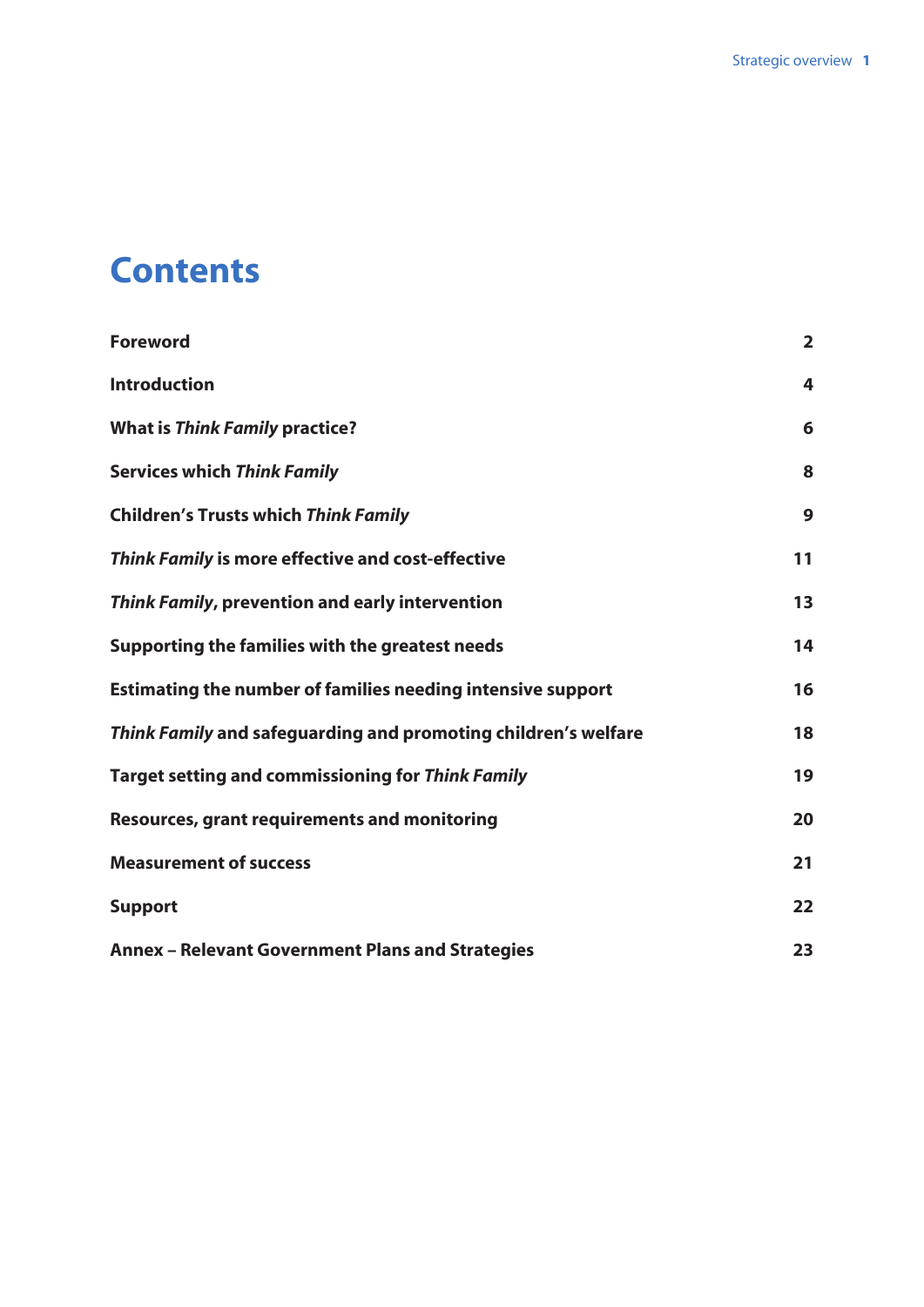# Contents

| | |
|---|---|
| **Foreword** | **2** |
| **Introduction** | **4** |
| **What is *Think Family* practice?** | **6** |
| **Services which *Think Family*** | **8** |
| **Children's Trusts which *Think Family*** | **9** |
| ***Think Family* is more effective and cost-effective** | **11** |
| ***Think Family*, prevention and early intervention** | **13** |
| **Supporting the families with the greatest needs** | **14** |
| **Estimating the number of families needing intensive support** | **16** |
| ***Think Family* and safeguarding and promoting children's welfare** | **18** |
| **Target setting and commissioning for *Think Family*** | **19** |
| **Resources, grant requirements and monitoring** | **20** |
| **Measurement of success** | **21** |
| **Support** | **22** |
| **Annex – Relevant Government Plans and Strategies** | **23** |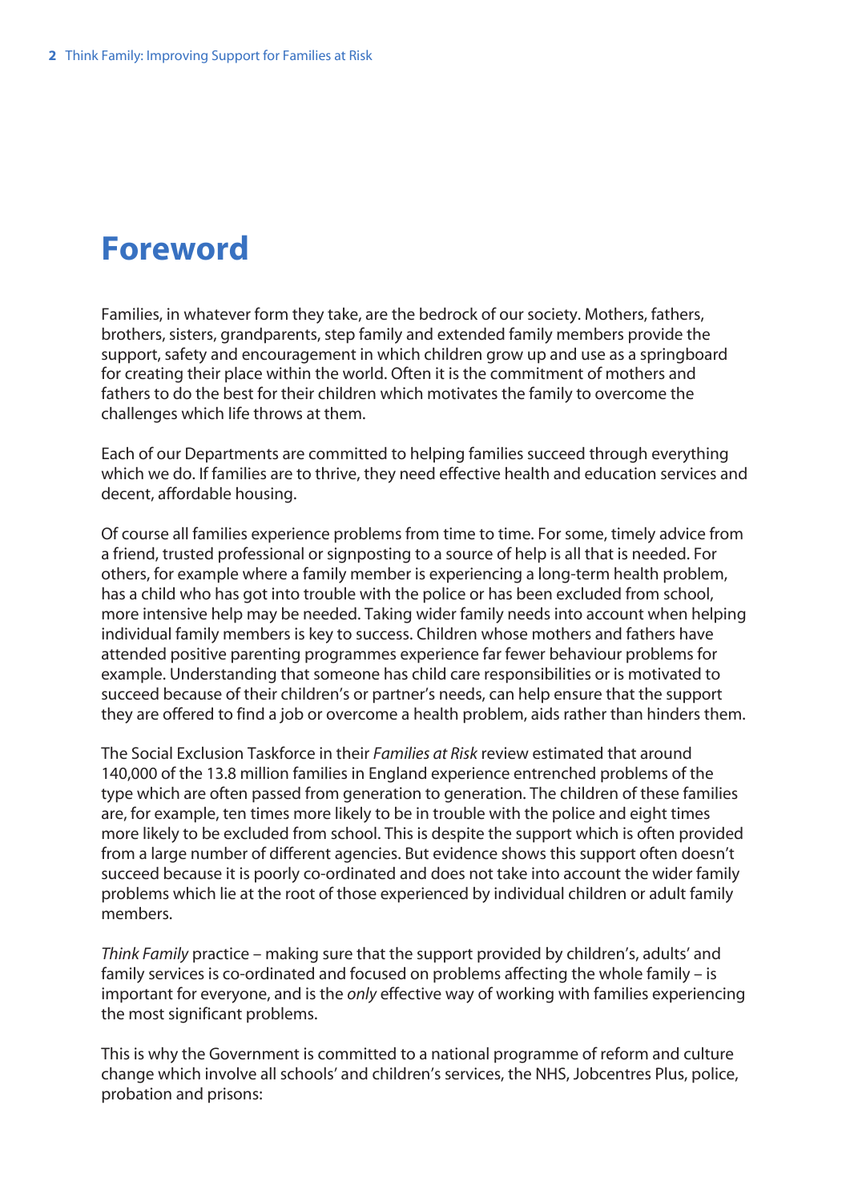# Foreword

Families, in whatever form they take, are the bedrock of our society. Mothers, fathers, brothers, sisters, grandparents, step family and extended family members provide the support, safety and encouragement in which children grow up and use as a springboard for creating their place within the world. Often it is the commitment of mothers and fathers to do the best for their children which motivates the family to overcome the challenges which life throws at them.

Each of our Departments are committed to helping families succeed through everything which we do. If families are to thrive, they need effective health and education services and decent, affordable housing.

Of course all families experience problems from time to time. For some, timely advice from a friend, trusted professional or signposting to a source of help is all that is needed. For others, for example where a family member is experiencing a long-term health problem, has a child who has got into trouble with the police or has been excluded from school, more intensive help may be needed. Taking wider family needs into account when helping individual family members is key to success. Children whose mothers and fathers have attended positive parenting programmes experience far fewer behaviour problems for example. Understanding that someone has child care responsibilities or is motivated to succeed because of their children's or partner's needs, can help ensure that the support they are offered to find a job or overcome a health problem, aids rather than hinders them.

The Social Exclusion Taskforce in their *Families at Risk* review estimated that around 140,000 of the 13.8 million families in England experience entrenched problems of the type which are often passed from generation to generation. The children of these families are, for example, ten times more likely to be in trouble with the police and eight times more likely to be excluded from school. This is despite the support which is often provided from a large number of different agencies. But evidence shows this support often doesn't succeed because it is poorly co-ordinated and does not take into account the wider family problems which lie at the root of those experienced by individual children or adult family members.

*Think Family* practice – making sure that the support provided by children's, adults' and family services is co-ordinated and focused on problems affecting the whole family – is important for everyone, and is the *only* effective way of working with families experiencing the most significant problems.

This is why the Government is committed to a national programme of reform and culture change which involve all schools' and children's services, the NHS, Jobcentres Plus, police, probation and prisons: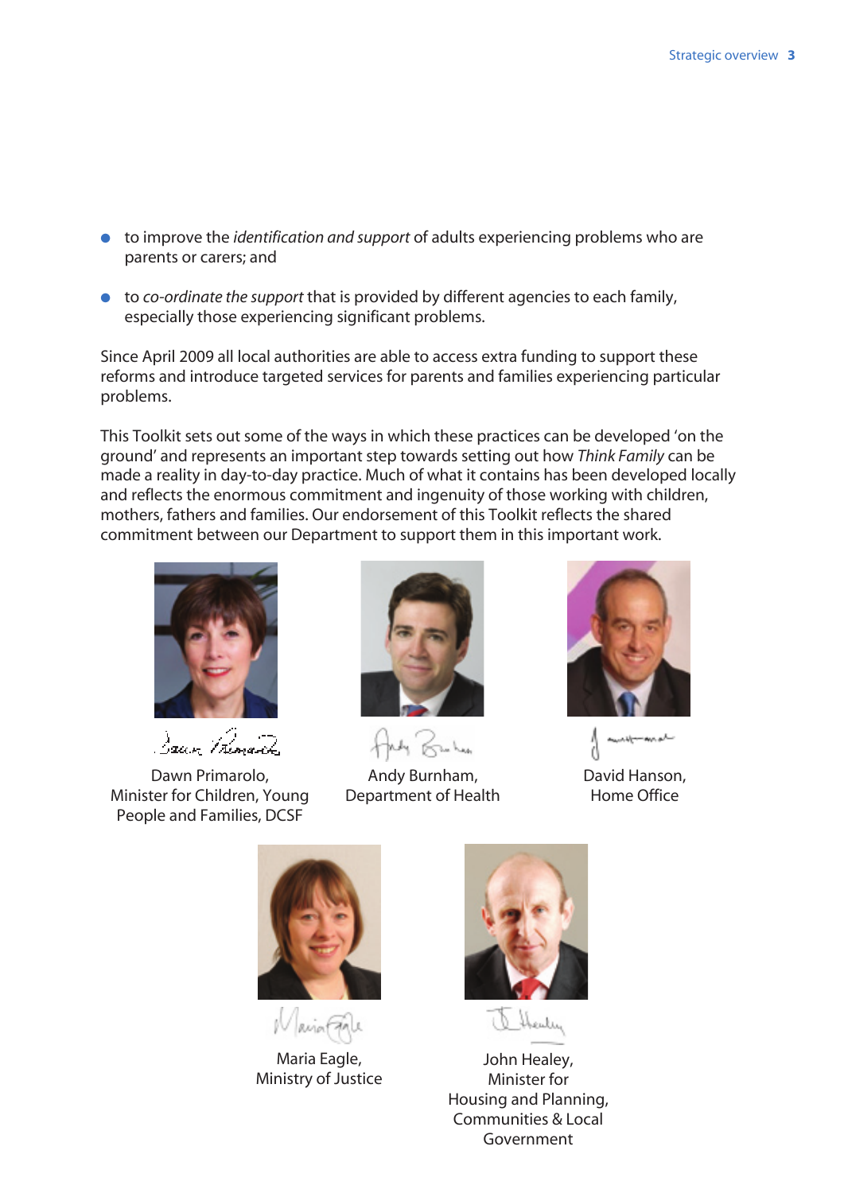- to improve the *identification and support* of adults experiencing problems who are parents or carers; and
- to *co-ordinate the support* that is provided by different agencies to each family, especially those experiencing significant problems.

Since April 2009 all local authorities are able to access extra funding to support these reforms and introduce targeted services for parents and families experiencing particular problems.

This Toolkit sets out some of the ways in which these practices can be developed 'on the ground' and represents an important step towards setting out how *Think Family* can be made a reality in day-to-day practice. Much of what it contains has been developed locally and reflects the enormous commitment and ingenuity of those working with children, mothers, fathers and families. Our endorsement of this Toolkit reflects the shared commitment between our Department to support them in this important work.

Dawn Primarolo,
Minister for Children, Young People and Families, DCSF

Andy Burnham,
Department of Health

David Hanson,
Home Office

Maria Eagle,
Ministry of Justice

John Healey,
Minister for Housing and Planning, Communities & Local Government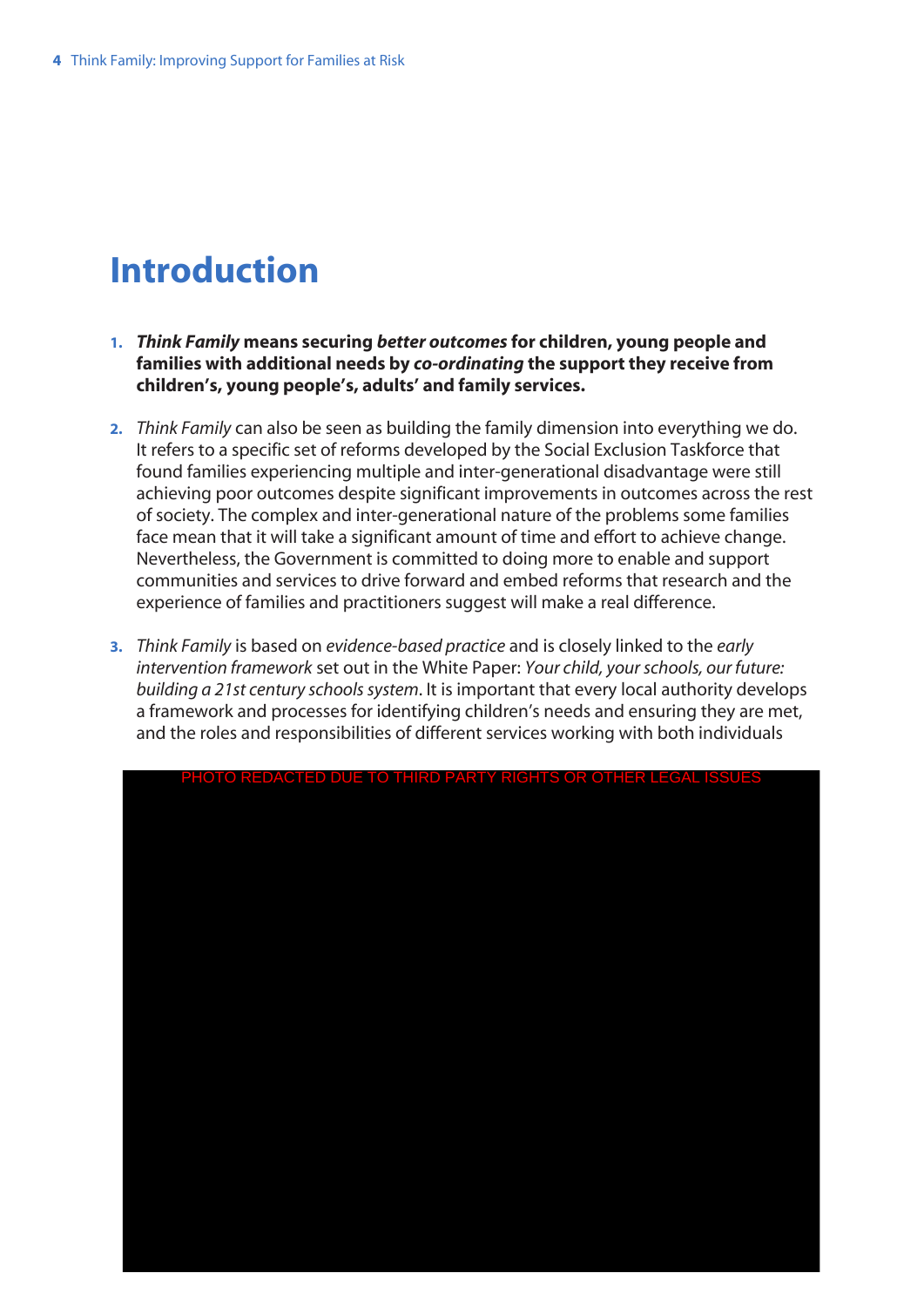# Introduction

1. ***Think Family* means securing *better outcomes* for children, young people and families with additional needs by *co-ordinating* the support they receive from children's, young people's, adults' and family services.**

2. *Think Family* can also be seen as building the family dimension into everything we do. It refers to a specific set of reforms developed by the Social Exclusion Taskforce that found families experiencing multiple and inter-generational disadvantage were still achieving poor outcomes despite significant improvements in outcomes across the rest of society. The complex and inter-generational nature of the problems some families face mean that it will take a significant amount of time and effort to achieve change. Nevertheless, the Government is committed to doing more to enable and support communities and services to drive forward and embed reforms that research and the experience of families and practitioners suggest will make a real difference.

3. *Think Family* is based on *evidence-based practice* and is closely linked to the *early intervention framework* set out in the White Paper: *Your child, your schools, our future: building a 21st century schools system*. It is important that every local authority develops a framework and processes for identifying children's needs and ensuring they are met, and the roles and responsibilities of different services working with both individuals

PHOTO REDACTED DUE TO THIRD PARTY RIGHTS OR OTHER LEGAL ISSUES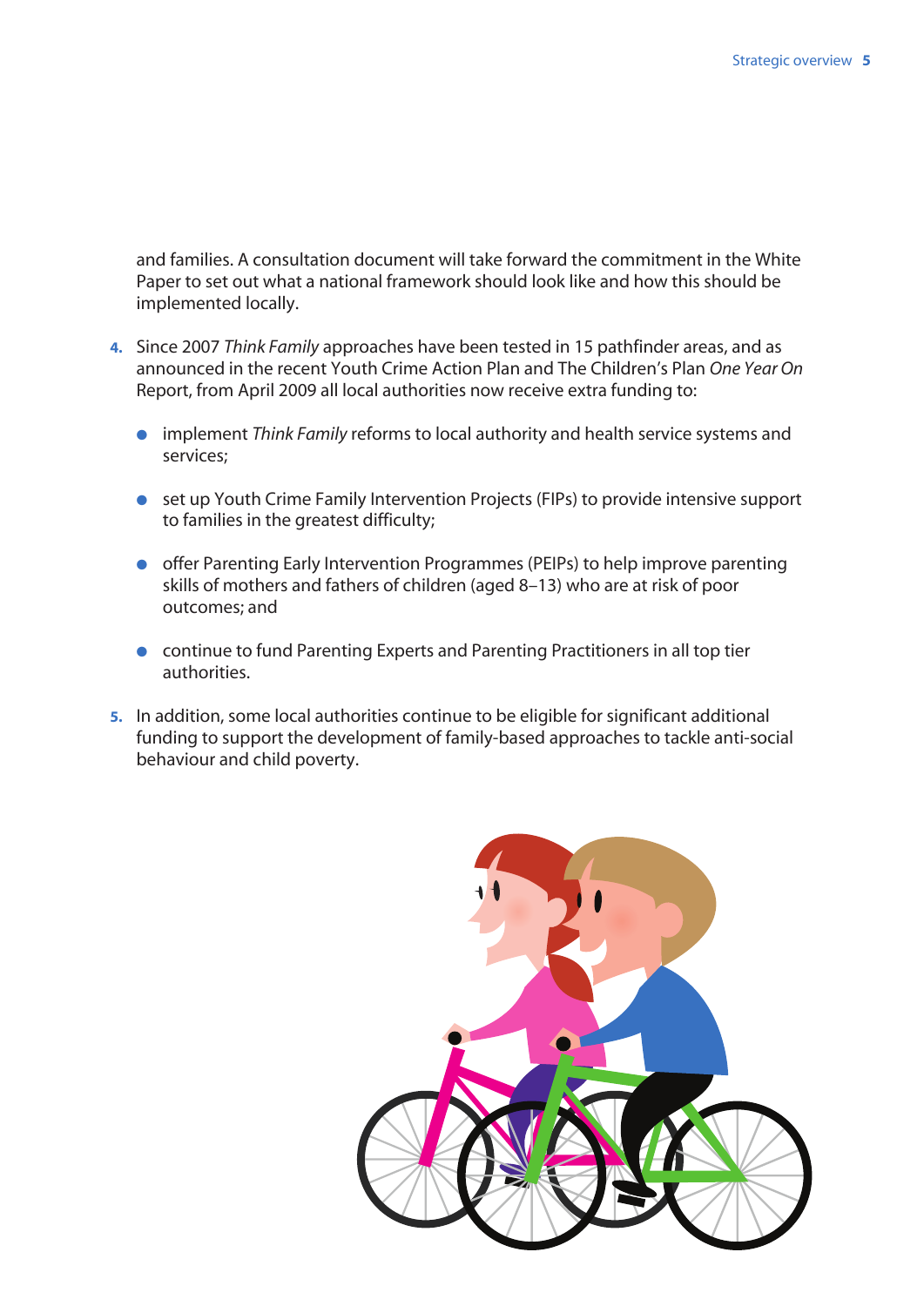and families. A consultation document will take forward the commitment in the White Paper to set out what a national framework should look like and how this should be implemented locally.

4. Since 2007 *Think Family* approaches have been tested in 15 pathfinder areas, and as announced in the recent Youth Crime Action Plan and The Children's Plan *One Year On* Report, from April 2009 all local authorities now receive extra funding to:

   - implement *Think Family* reforms to local authority and health service systems and services;
   - set up Youth Crime Family Intervention Projects (FIPs) to provide intensive support to families in the greatest difficulty;
   - offer Parenting Early Intervention Programmes (PEIPs) to help improve parenting skills of mothers and fathers of children (aged 8–13) who are at risk of poor outcomes; and
   - continue to fund Parenting Experts and Parenting Practitioners in all top tier authorities.

5. In addition, some local authorities continue to be eligible for significant additional funding to support the development of family-based approaches to tackle anti-social behaviour and child poverty.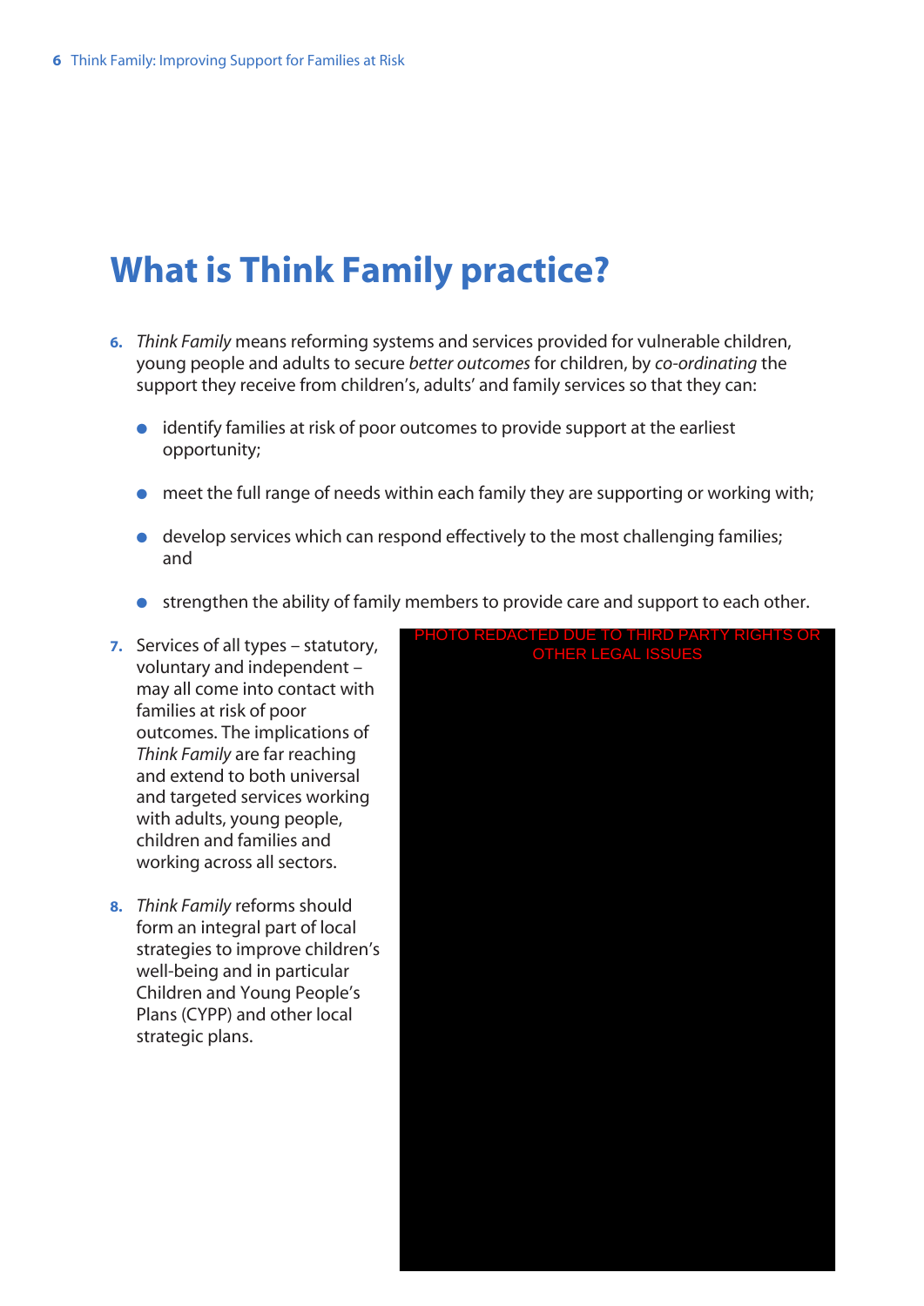# What is Think Family practice?

6. *Think Family* means reforming systems and services provided for vulnerable children, young people and adults to secure *better outcomes* for children, by *co-ordinating* the support they receive from children's, adults' and family services so that they can:

   - identify families at risk of poor outcomes to provide support at the earliest opportunity;
   - meet the full range of needs within each family they are supporting or working with;
   - develop services which can respond effectively to the most challenging families; and
   - strengthen the ability of family members to provide care and support to each other.

7. Services of all types – statutory, voluntary and independent – may all come into contact with families at risk of poor outcomes. The implications of *Think Family* are far reaching and extend to both universal and targeted services working with adults, young people, children and families and working across all sectors.

8. *Think Family* reforms should form an integral part of local strategies to improve children's well-being and in particular Children and Young People's Plans (CYPP) and other local strategic plans.

PHOTO REDACTED DUE TO THIRD PARTY RIGHTS OR OTHER LEGAL ISSUES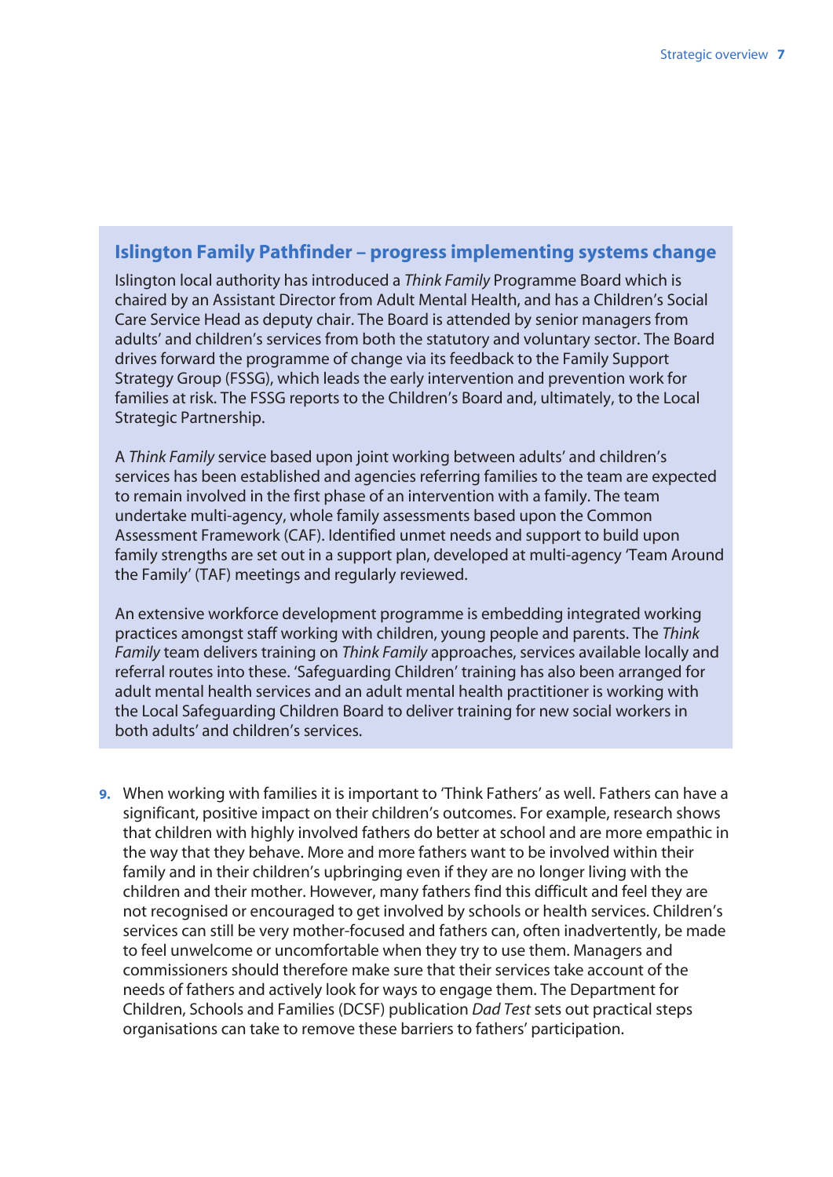### Islington Family Pathfinder – progress implementing systems change

Islington local authority has introduced a *Think Family* Programme Board which is chaired by an Assistant Director from Adult Mental Health, and has a Children's Social Care Service Head as deputy chair. The Board is attended by senior managers from adults' and children's services from both the statutory and voluntary sector. The Board drives forward the programme of change via its feedback to the Family Support Strategy Group (FSSG), which leads the early intervention and prevention work for families at risk. The FSSG reports to the Children's Board and, ultimately, to the Local Strategic Partnership.

A *Think Family* service based upon joint working between adults' and children's services has been established and agencies referring families to the team are expected to remain involved in the first phase of an intervention with a family. The team undertake multi-agency, whole family assessments based upon the Common Assessment Framework (CAF). Identified unmet needs and support to build upon family strengths are set out in a support plan, developed at multi-agency 'Team Around the Family' (TAF) meetings and regularly reviewed.

An extensive workforce development programme is embedding integrated working practices amongst staff working with children, young people and parents. The *Think Family* team delivers training on *Think Family* approaches, services available locally and referral routes into these. 'Safeguarding Children' training has also been arranged for adult mental health services and an adult mental health practitioner is working with the Local Safeguarding Children Board to deliver training for new social workers in both adults' and children's services.

**9.** When working with families it is important to 'Think Fathers' as well. Fathers can have a significant, positive impact on their children's outcomes. For example, research shows that children with highly involved fathers do better at school and are more empathic in the way that they behave. More and more fathers want to be involved within their family and in their children's upbringing even if they are no longer living with the children and their mother. However, many fathers find this difficult and feel they are not recognised or encouraged to get involved by schools or health services. Children's services can still be very mother-focused and fathers can, often inadvertently, be made to feel unwelcome or uncomfortable when they try to use them. Managers and commissioners should therefore make sure that their services take account of the needs of fathers and actively look for ways to engage them. The Department for Children, Schools and Families (DCSF) publication *Dad Test* sets out practical steps organisations can take to remove these barriers to fathers' participation.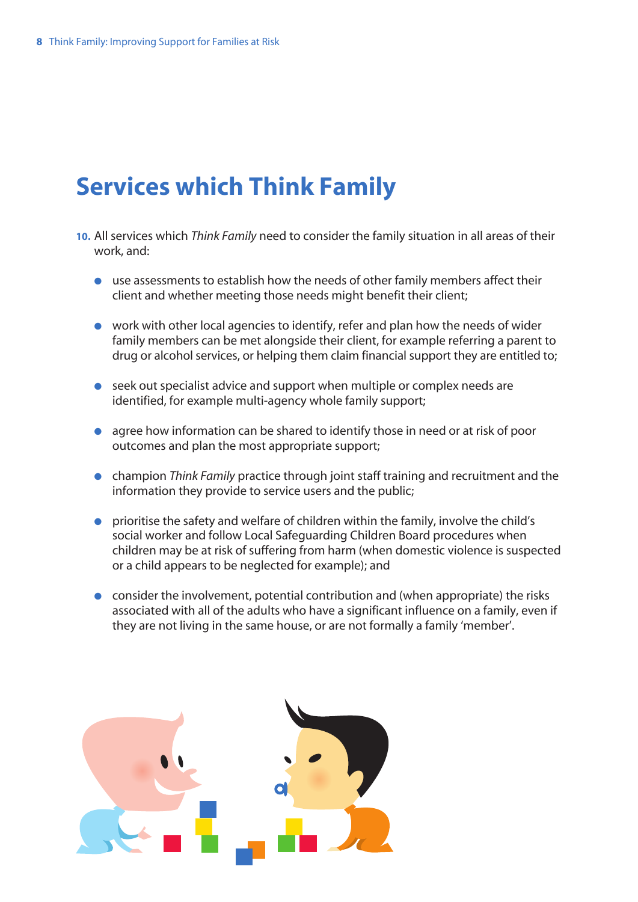# Services which Think Family

10. All services which *Think Family* need to consider the family situation in all areas of their work, and:

- use assessments to establish how the needs of other family members affect their client and whether meeting those needs might benefit their client;
- work with other local agencies to identify, refer and plan how the needs of wider family members can be met alongside their client, for example referring a parent to drug or alcohol services, or helping them claim financial support they are entitled to;
- seek out specialist advice and support when multiple or complex needs are identified, for example multi-agency whole family support;
- agree how information can be shared to identify those in need or at risk of poor outcomes and plan the most appropriate support;
- champion *Think Family* practice through joint staff training and recruitment and the information they provide to service users and the public;
- prioritise the safety and welfare of children within the family, involve the child's social worker and follow Local Safeguarding Children Board procedures when children may be at risk of suffering from harm (when domestic violence is suspected or a child appears to be neglected for example); and
- consider the involvement, potential contribution and (when appropriate) the risks associated with all of the adults who have a significant influence on a family, even if they are not living in the same house, or are not formally a family 'member'.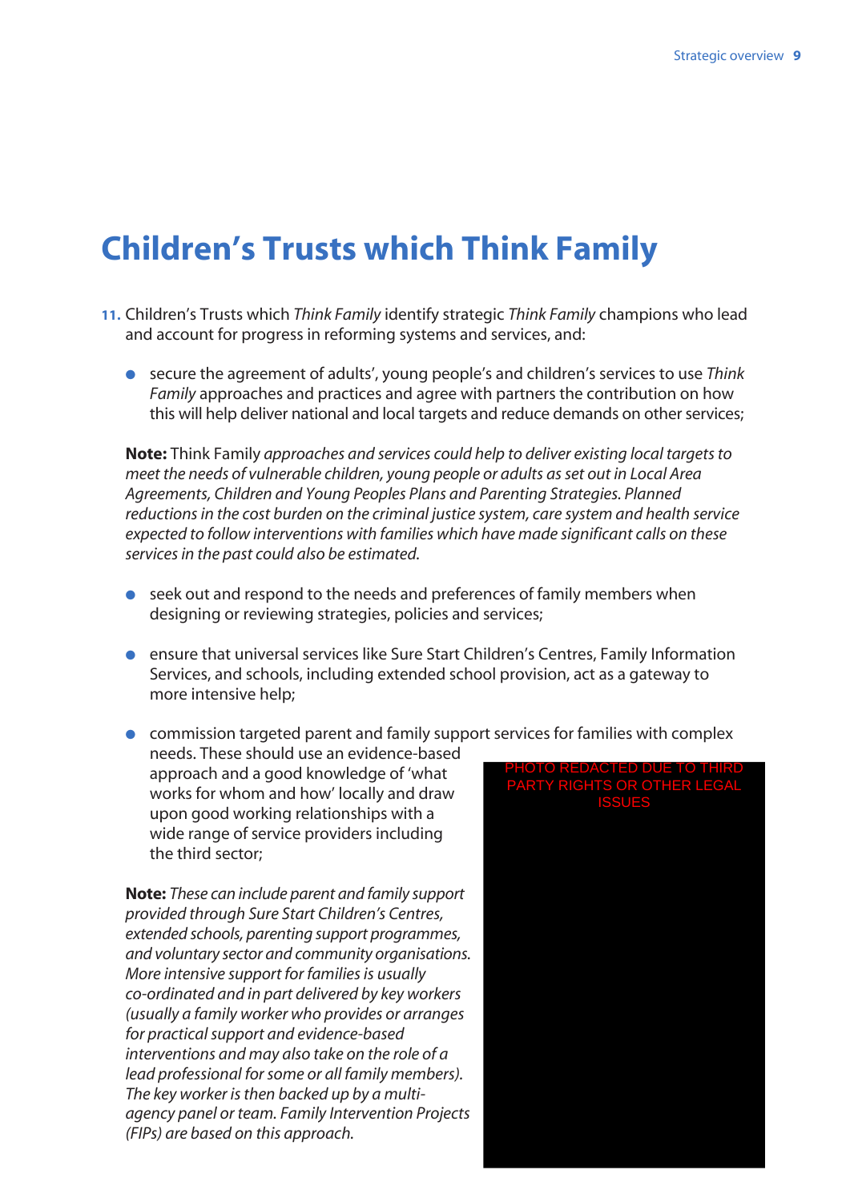# Children's Trusts which Think Family

**11.** Children's Trusts which *Think Family* identify strategic *Think Family* champions who lead and account for progress in reforming systems and services, and:

- secure the agreement of adults', young people's and children's services to use *Think Family* approaches and practices and agree with partners the contribution on how this will help deliver national and local targets and reduce demands on other services;

**Note:** Think Family *approaches and services could help to deliver existing local targets to meet the needs of vulnerable children, young people or adults as set out in Local Area Agreements, Children and Young Peoples Plans and Parenting Strategies. Planned reductions in the cost burden on the criminal justice system, care system and health service expected to follow interventions with families which have made significant calls on these services in the past could also be estimated.*

- seek out and respond to the needs and preferences of family members when designing or reviewing strategies, policies and services;
- ensure that universal services like Sure Start Children's Centres, Family Information Services, and schools, including extended school provision, act as a gateway to more intensive help;
- commission targeted parent and family support services for families with complex needs. These should use an evidence-based approach and a good knowledge of 'what works for whom and how' locally and draw upon good working relationships with a wide range of service providers including the third sector;

PHOTO REDACTED DUE TO THIRD PARTY RIGHTS OR OTHER LEGAL ISSUES

**Note:** *These can include parent and family support provided through Sure Start Children's Centres, extended schools, parenting support programmes, and voluntary sector and community organisations. More intensive support for families is usually co-ordinated and in part delivered by key workers (usually a family worker who provides or arranges for practical support and evidence-based interventions and may also take on the role of a lead professional for some or all family members). The key worker is then backed up by a multi-agency panel or team. Family Intervention Projects (FIPs) are based on this approach.*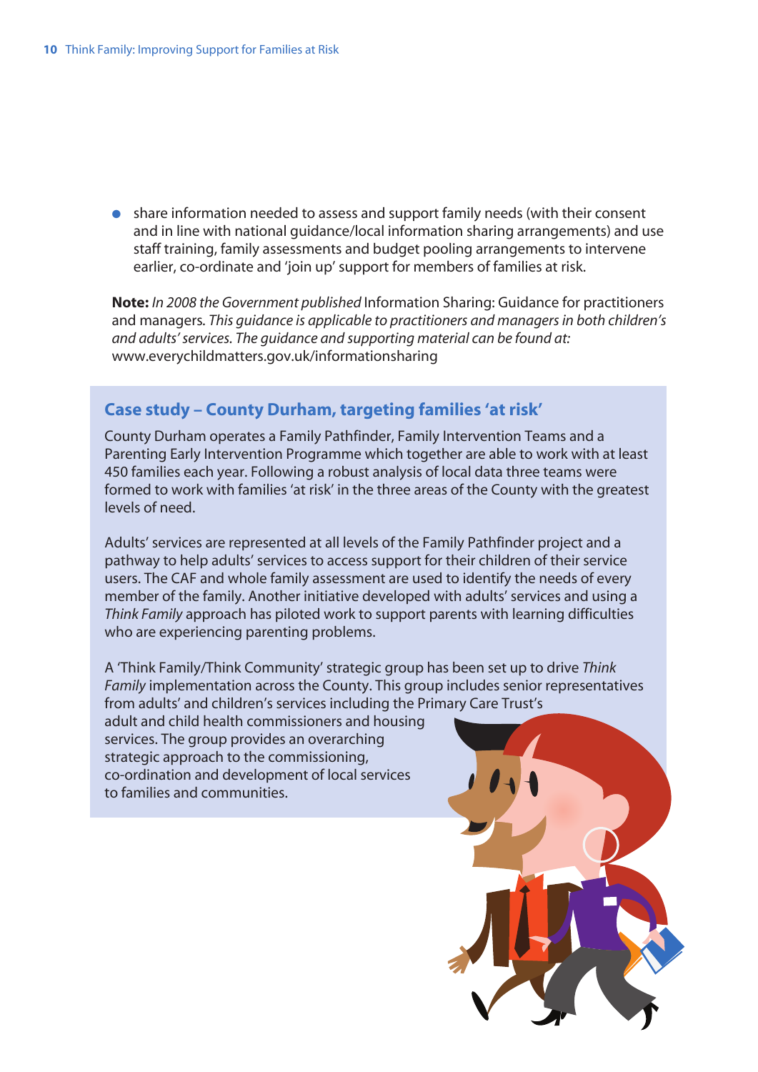- share information needed to assess and support family needs (with their consent and in line with national guidance/local information sharing arrangements) and use staff training, family assessments and budget pooling arrangements to intervene earlier, co-ordinate and 'join up' support for members of families at risk.

**Note:** *In 2008 the Government published* Information Sharing: Guidance for practitioners and managers*. This guidance is applicable to practitioners and managers in both children's and adults' services. The guidance and supporting material can be found at:* www.everychildmatters.gov.uk/informationsharing

### Case study – County Durham, targeting families 'at risk'

County Durham operates a Family Pathfinder, Family Intervention Teams and a Parenting Early Intervention Programme which together are able to work with at least 450 families each year. Following a robust analysis of local data three teams were formed to work with families 'at risk' in the three areas of the County with the greatest levels of need.

Adults' services are represented at all levels of the Family Pathfinder project and a pathway to help adults' services to access support for their children of their service users. The CAF and whole family assessment are used to identify the needs of every member of the family. Another initiative developed with adults' services and using a *Think Family* approach has piloted work to support parents with learning difficulties who are experiencing parenting problems.

A 'Think Family/Think Community' strategic group has been set up to drive *Think Family* implementation across the County. This group includes senior representatives from adults' and children's services including the Primary Care Trust's adult and child health commissioners and housing services. The group provides an overarching strategic approach to the commissioning, co-ordination and development of local services to families and communities.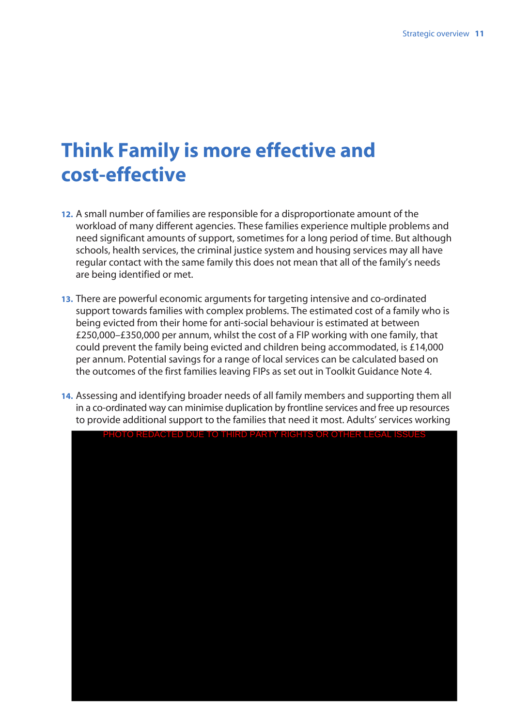# Think Family is more effective and cost-effective

12. A small number of families are responsible for a disproportionate amount of the workload of many different agencies. These families experience multiple problems and need significant amounts of support, sometimes for a long period of time. But although schools, health services, the criminal justice system and housing services may all have regular contact with the same family this does not mean that all of the family's needs are being identified or met.

13. There are powerful economic arguments for targeting intensive and co-ordinated support towards families with complex problems. The estimated cost of a family who is being evicted from their home for anti-social behaviour is estimated at between £250,000–£350,000 per annum, whilst the cost of a FIP working with one family, that could prevent the family being evicted and children being accommodated, is £14,000 per annum. Potential savings for a range of local services can be calculated based on the outcomes of the first families leaving FIPs as set out in Toolkit Guidance Note 4.

14. Assessing and identifying broader needs of all family members and supporting them all in a co-ordinated way can minimise duplication by frontline services and free up resources to provide additional support to the families that need it most. Adults' services working

PHOTO REDACTED DUE TO THIRD PARTY RIGHTS OR OTHER LEGAL ISSUES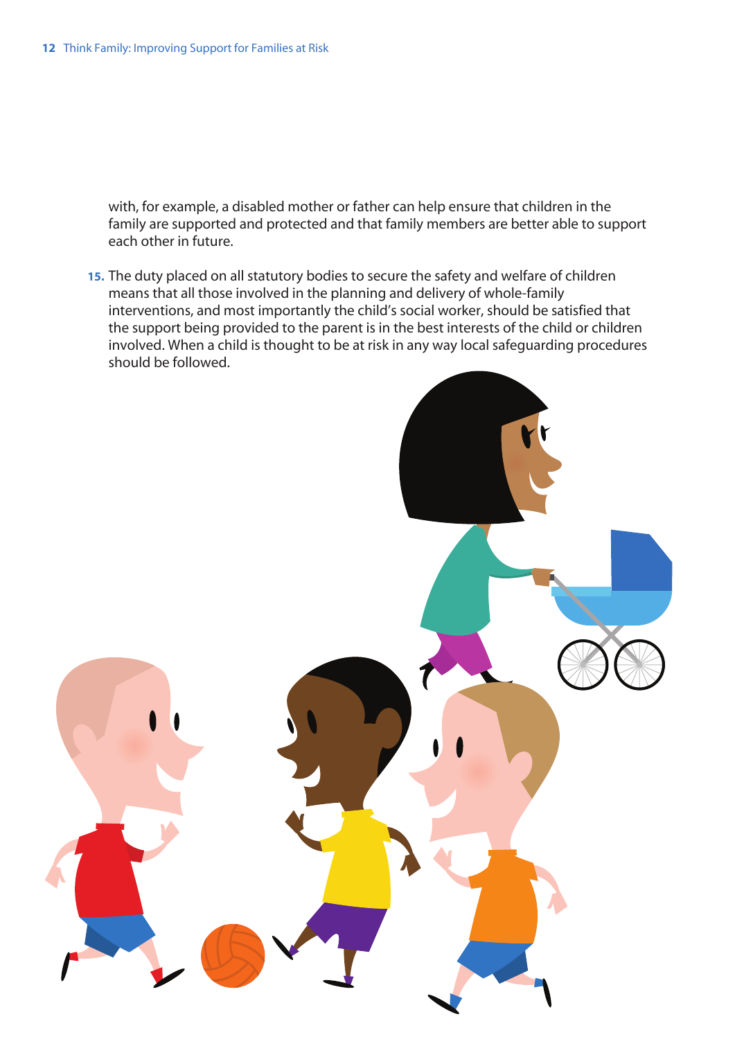with, for example, a disabled mother or father can help ensure that children in the family are supported and protected and that family members are better able to support each other in future.

15. The duty placed on all statutory bodies to secure the safety and welfare of children means that all those involved in the planning and delivery of whole-family interventions, and most importantly the child's social worker, should be satisfied that the support being provided to the parent is in the best interests of the child or children involved. When a child is thought to be at risk in any way local safeguarding procedures should be followed.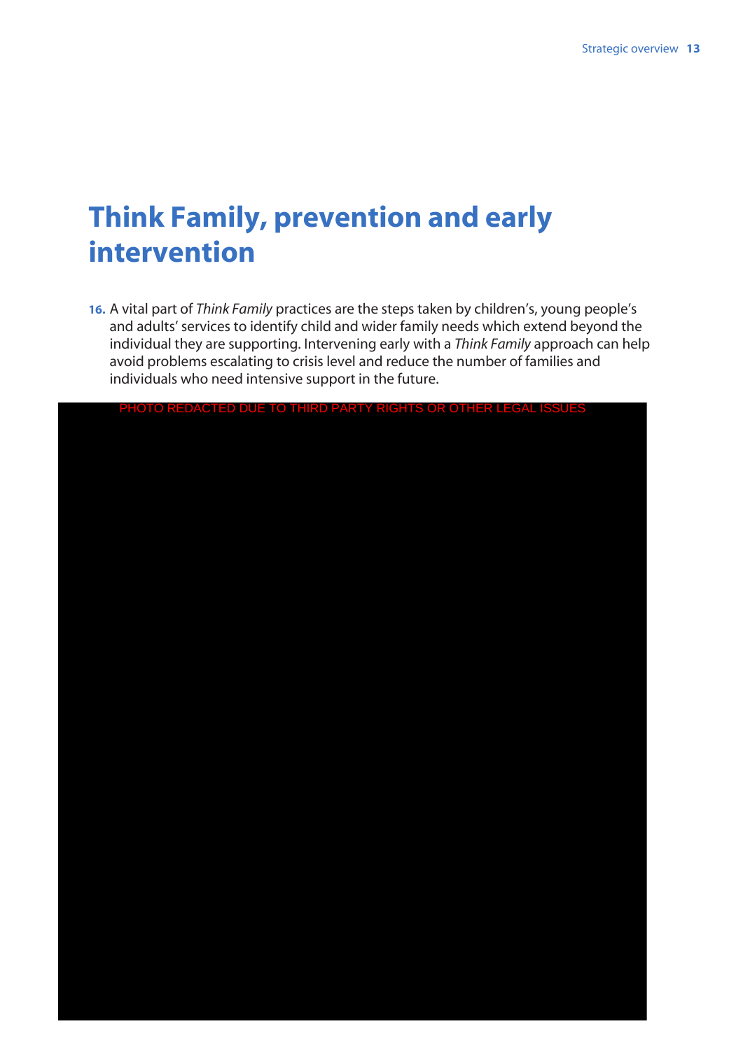# Think Family, prevention and early intervention

16. A vital part of *Think Family* practices are the steps taken by children's, young people's and adults' services to identify child and wider family needs which extend beyond the individual they are supporting. Intervening early with a *Think Family* approach can help avoid problems escalating to crisis level and reduce the number of families and individuals who need intensive support in the future.

PHOTO REDACTED DUE TO THIRD PARTY RIGHTS OR OTHER LEGAL ISSUES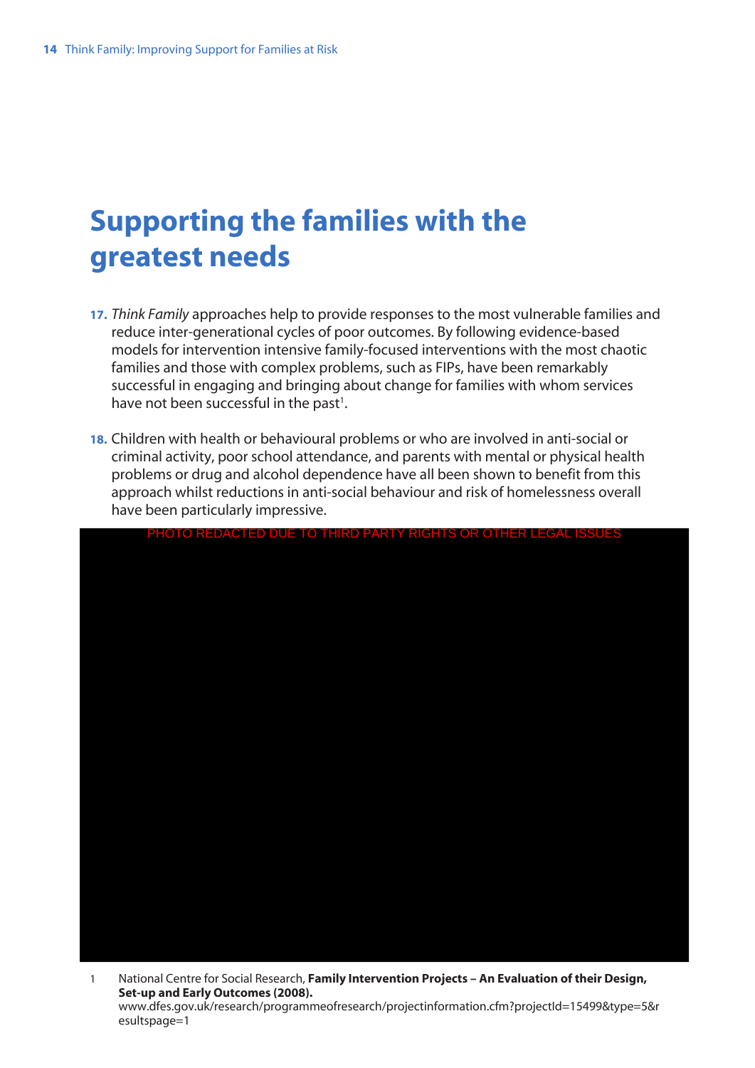# Supporting the families with the greatest needs

**17.** *Think Family* approaches help to provide responses to the most vulnerable families and reduce inter-generational cycles of poor outcomes. By following evidence-based models for intervention intensive family-focused interventions with the most chaotic families and those with complex problems, such as FIPs, have been remarkably successful in engaging and bringing about change for families with whom services have not been successful in the past[1].

**18.** Children with health or behavioural problems or who are involved in anti-social or criminal activity, poor school attendance, and parents with mental or physical health problems or drug and alcohol dependence have all been shown to benefit from this approach whilst reductions in anti-social behaviour and risk of homelessness overall have been particularly impressive.

PHOTO REDACTED DUE TO THIRD PARTY RIGHTS OR OTHER LEGAL ISSUES

1 National Centre for Social Research, **Family Intervention Projects – An Evaluation of their Design, Set-up and Early Outcomes (2008).** www.dfes.gov.uk/research/programmeofresearch/projectinformation.cfm?projectId=15499&type=5&resultspage=1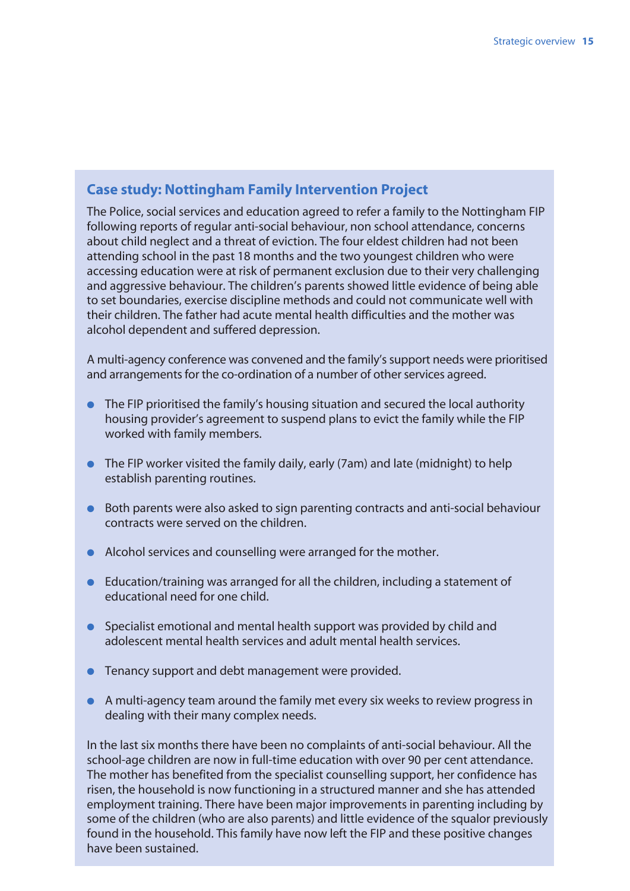### Case study: Nottingham Family Intervention Project

The Police, social services and education agreed to refer a family to the Nottingham FIP following reports of regular anti-social behaviour, non school attendance, concerns about child neglect and a threat of eviction. The four eldest children had not been attending school in the past 18 months and the two youngest children who were accessing education were at risk of permanent exclusion due to their very challenging and aggressive behaviour. The children's parents showed little evidence of being able to set boundaries, exercise discipline methods and could not communicate well with their children. The father had acute mental health difficulties and the mother was alcohol dependent and suffered depression.

A multi-agency conference was convened and the family's support needs were prioritised and arrangements for the co-ordination of a number of other services agreed.

- The FIP prioritised the family's housing situation and secured the local authority housing provider's agreement to suspend plans to evict the family while the FIP worked with family members.
- The FIP worker visited the family daily, early (7am) and late (midnight) to help establish parenting routines.
- Both parents were also asked to sign parenting contracts and anti-social behaviour contracts were served on the children.
- Alcohol services and counselling were arranged for the mother.
- Education/training was arranged for all the children, including a statement of educational need for one child.
- Specialist emotional and mental health support was provided by child and adolescent mental health services and adult mental health services.
- Tenancy support and debt management were provided.
- A multi-agency team around the family met every six weeks to review progress in dealing with their many complex needs.

In the last six months there have been no complaints of anti-social behaviour. All the school-age children are now in full-time education with over 90 per cent attendance. The mother has benefited from the specialist counselling support, her confidence has risen, the household is now functioning in a structured manner and she has attended employment training. There have been major improvements in parenting including by some of the children (who are also parents) and little evidence of the squalor previously found in the household. This family have now left the FIP and these positive changes have been sustained.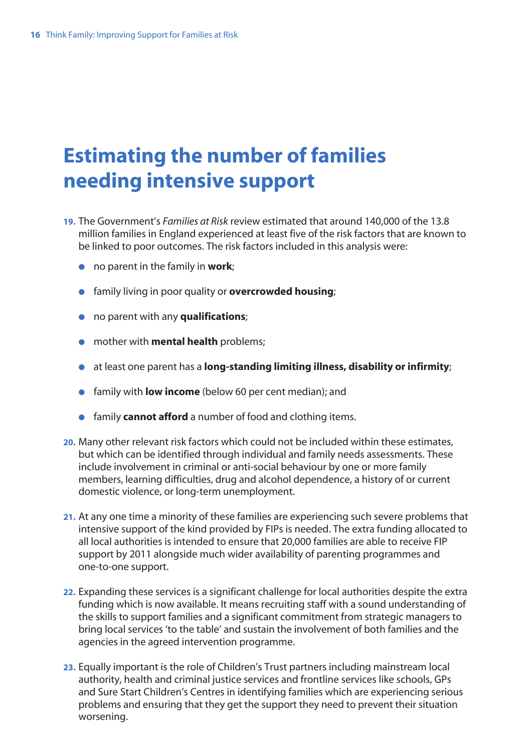# Estimating the number of families needing intensive support

19. The Government's *Families at Risk* review estimated that around 140,000 of the 13.8 million families in England experienced at least five of the risk factors that are known to be linked to poor outcomes. The risk factors included in this analysis were:

- no parent in the family in **work**;
- family living in poor quality or **overcrowded housing**;
- no parent with any **qualifications**;
- mother with **mental health** problems;
- at least one parent has a **long-standing limiting illness, disability or infirmity**;
- family with **low income** (below 60 per cent median); and
- family **cannot afford** a number of food and clothing items.

20. Many other relevant risk factors which could not be included within these estimates, but which can be identified through individual and family needs assessments. These include involvement in criminal or anti-social behaviour by one or more family members, learning difficulties, drug and alcohol dependence, a history of or current domestic violence, or long-term unemployment.

21. At any one time a minority of these families are experiencing such severe problems that intensive support of the kind provided by FIPs is needed. The extra funding allocated to all local authorities is intended to ensure that 20,000 families are able to receive FIP support by 2011 alongside much wider availability of parenting programmes and one-to-one support.

22. Expanding these services is a significant challenge for local authorities despite the extra funding which is now available. It means recruiting staff with a sound understanding of the skills to support families and a significant commitment from strategic managers to bring local services 'to the table' and sustain the involvement of both families and the agencies in the agreed intervention programme.

23. Equally important is the role of Children's Trust partners including mainstream local authority, health and criminal justice services and frontline services like schools, GPs and Sure Start Children's Centres in identifying families which are experiencing serious problems and ensuring that they get the support they need to prevent their situation worsening.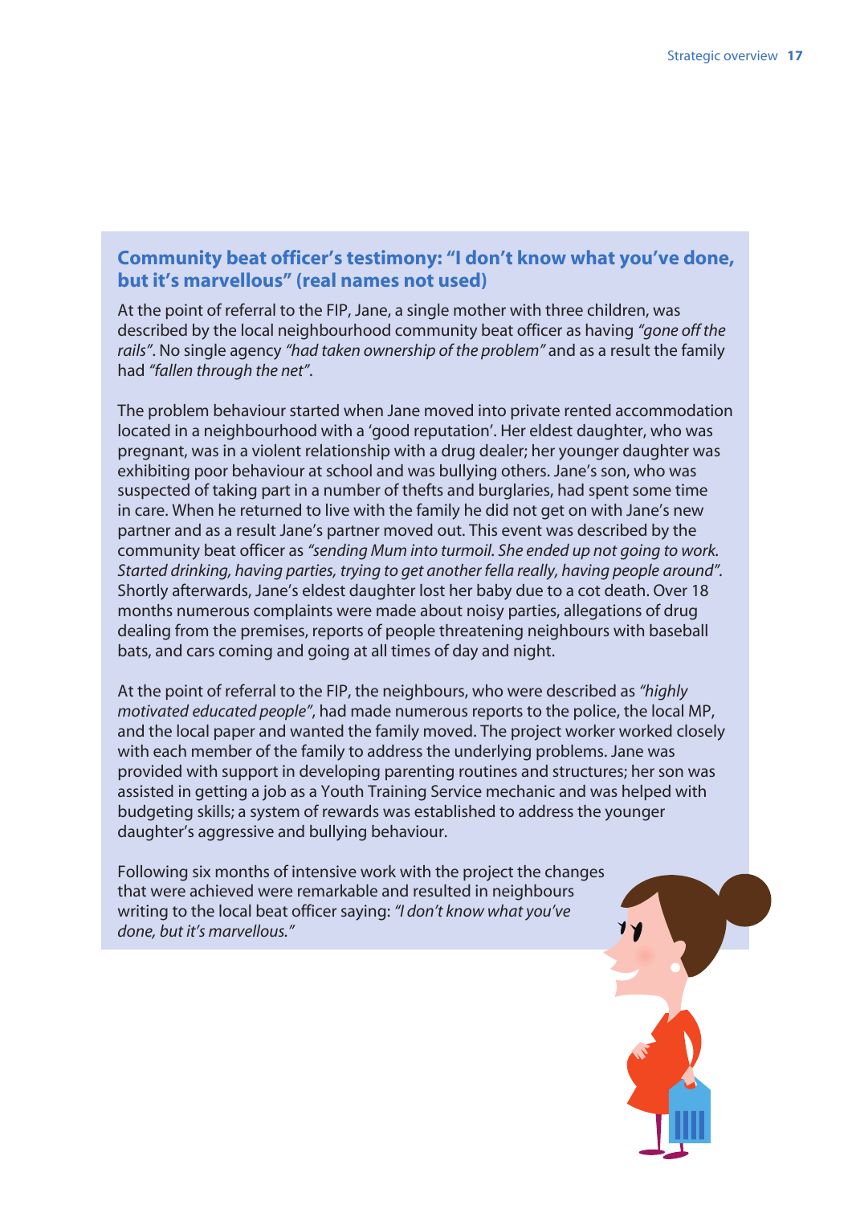### Community beat officer's testimony: "I don't know what you've done, but it's marvellous" (real names not used)

At the point of referral to the FIP, Jane, a single mother with three children, was described by the local neighbourhood community beat officer as having *"gone off the rails"*. No single agency *"had taken ownership of the problem"* and as a result the family had *"fallen through the net"*.

The problem behaviour started when Jane moved into private rented accommodation located in a neighbourhood with a 'good reputation'. Her eldest daughter, who was pregnant, was in a violent relationship with a drug dealer; her younger daughter was exhibiting poor behaviour at school and was bullying others. Jane's son, who was suspected of taking part in a number of thefts and burglaries, had spent some time in care. When he returned to live with the family he did not get on with Jane's new partner and as a result Jane's partner moved out. This event was described by the community beat officer as *"sending Mum into turmoil. She ended up not going to work. Started drinking, having parties, trying to get another fella really, having people around"*. Shortly afterwards, Jane's eldest daughter lost her baby due to a cot death. Over 18 months numerous complaints were made about noisy parties, allegations of drug dealing from the premises, reports of people threatening neighbours with baseball bats, and cars coming and going at all times of day and night.

At the point of referral to the FIP, the neighbours, who were described as *"highly motivated educated people"*, had made numerous reports to the police, the local MP, and the local paper and wanted the family moved. The project worker worked closely with each member of the family to address the underlying problems. Jane was provided with support in developing parenting routines and structures; her son was assisted in getting a job as a Youth Training Service mechanic and was helped with budgeting skills; a system of rewards was established to address the younger daughter's aggressive and bullying behaviour.

Following six months of intensive work with the project the changes that were achieved were remarkable and resulted in neighbours writing to the local beat officer saying: *"I don't know what you've done, but it's marvellous."*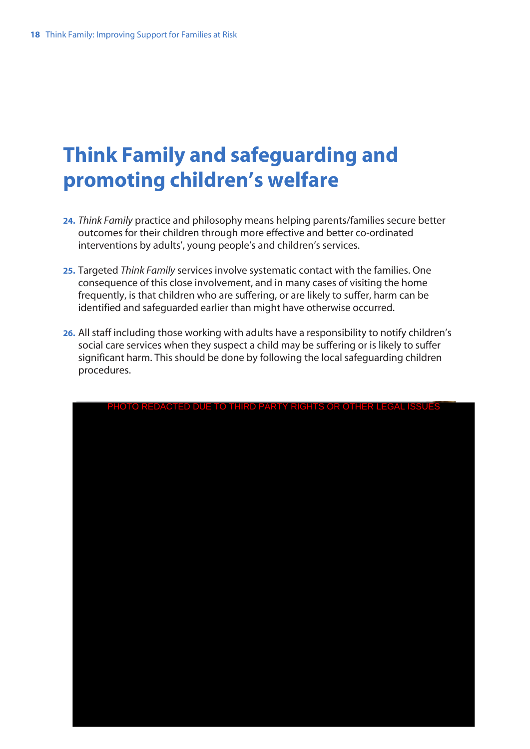# Think Family and safeguarding and promoting children's welfare

**24.** *Think Family* practice and philosophy means helping parents/families secure better outcomes for their children through more effective and better co-ordinated interventions by adults', young people's and children's services.

**25.** Targeted *Think Family* services involve systematic contact with the families. One consequence of this close involvement, and in many cases of visiting the home frequently, is that children who are suffering, or are likely to suffer, harm can be identified and safeguarded earlier than might have otherwise occurred.

**26.** All staff including those working with adults have a responsibility to notify children's social care services when they suspect a child may be suffering or is likely to suffer significant harm. This should be done by following the local safeguarding children procedures.

PHOTO REDACTED DUE TO THIRD PARTY RIGHTS OR OTHER LEGAL ISSUES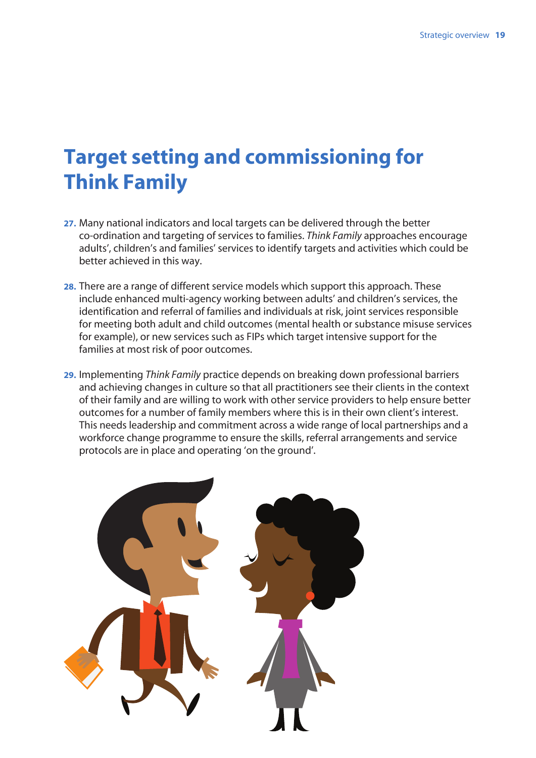# Target setting and commissioning for Think Family

27. Many national indicators and local targets can be delivered through the better co-ordination and targeting of services to families. *Think Family* approaches encourage adults', children's and families' services to identify targets and activities which could be better achieved in this way.

28. There are a range of different service models which support this approach. These include enhanced multi-agency working between adults' and children's services, the identification and referral of families and individuals at risk, joint services responsible for meeting both adult and child outcomes (mental health or substance misuse services for example), or new services such as FIPs which target intensive support for the families at most risk of poor outcomes.

29. Implementing *Think Family* practice depends on breaking down professional barriers and achieving changes in culture so that all practitioners see their clients in the context of their family and are willing to work with other service providers to help ensure better outcomes for a number of family members where this is in their own client's interest. This needs leadership and commitment across a wide range of local partnerships and a workforce change programme to ensure the skills, referral arrangements and service protocols are in place and operating 'on the ground'.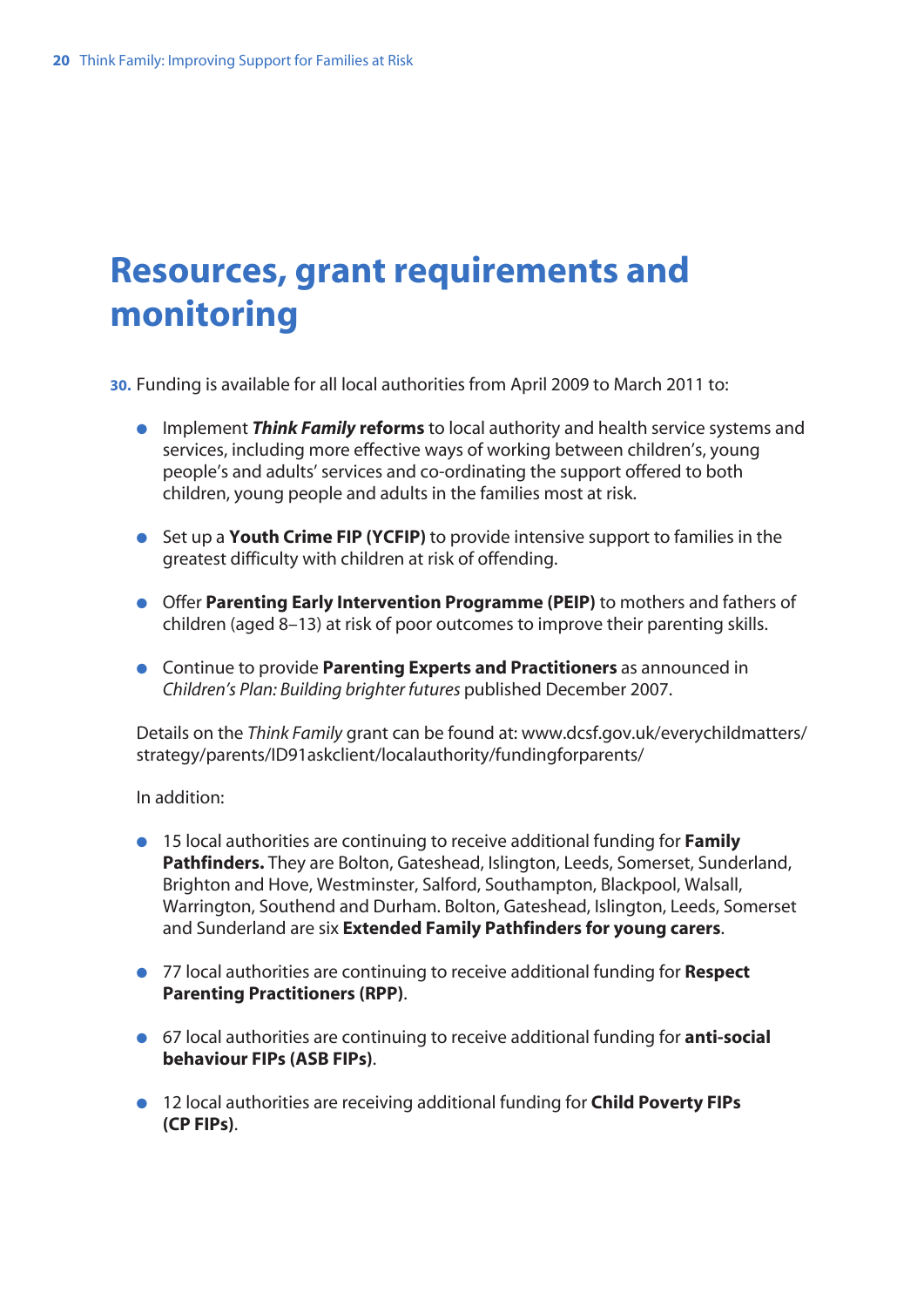# Resources, grant requirements and monitoring

**30.** Funding is available for all local authorities from April 2009 to March 2011 to:

- Implement ***Think Family*** **reforms** to local authority and health service systems and services, including more effective ways of working between children's, young people's and adults' services and co-ordinating the support offered to both children, young people and adults in the families most at risk.
- Set up a **Youth Crime FIP (YCFIP)** to provide intensive support to families in the greatest difficulty with children at risk of offending.
- Offer **Parenting Early Intervention Programme (PEIP)** to mothers and fathers of children (aged 8–13) at risk of poor outcomes to improve their parenting skills.
- Continue to provide **Parenting Experts and Practitioners** as announced in *Children's Plan: Building brighter futures* published December 2007.

Details on the *Think Family* grant can be found at: www.dcsf.gov.uk/everychildmatters/strategy/parents/ID91askclient/localauthority/fundingforparents/

In addition:

- 15 local authorities are continuing to receive additional funding for **Family Pathfinders.** They are Bolton, Gateshead, Islington, Leeds, Somerset, Sunderland, Brighton and Hove, Westminster, Salford, Southampton, Blackpool, Walsall, Warrington, Southend and Durham. Bolton, Gateshead, Islington, Leeds, Somerset and Sunderland are six **Extended Family Pathfinders for young carers**.
- 77 local authorities are continuing to receive additional funding for **Respect Parenting Practitioners (RPP)**.
- 67 local authorities are continuing to receive additional funding for **anti-social behaviour FIPs (ASB FIPs)**.
- 12 local authorities are receiving additional funding for **Child Poverty FIPs (CP FIPs)**.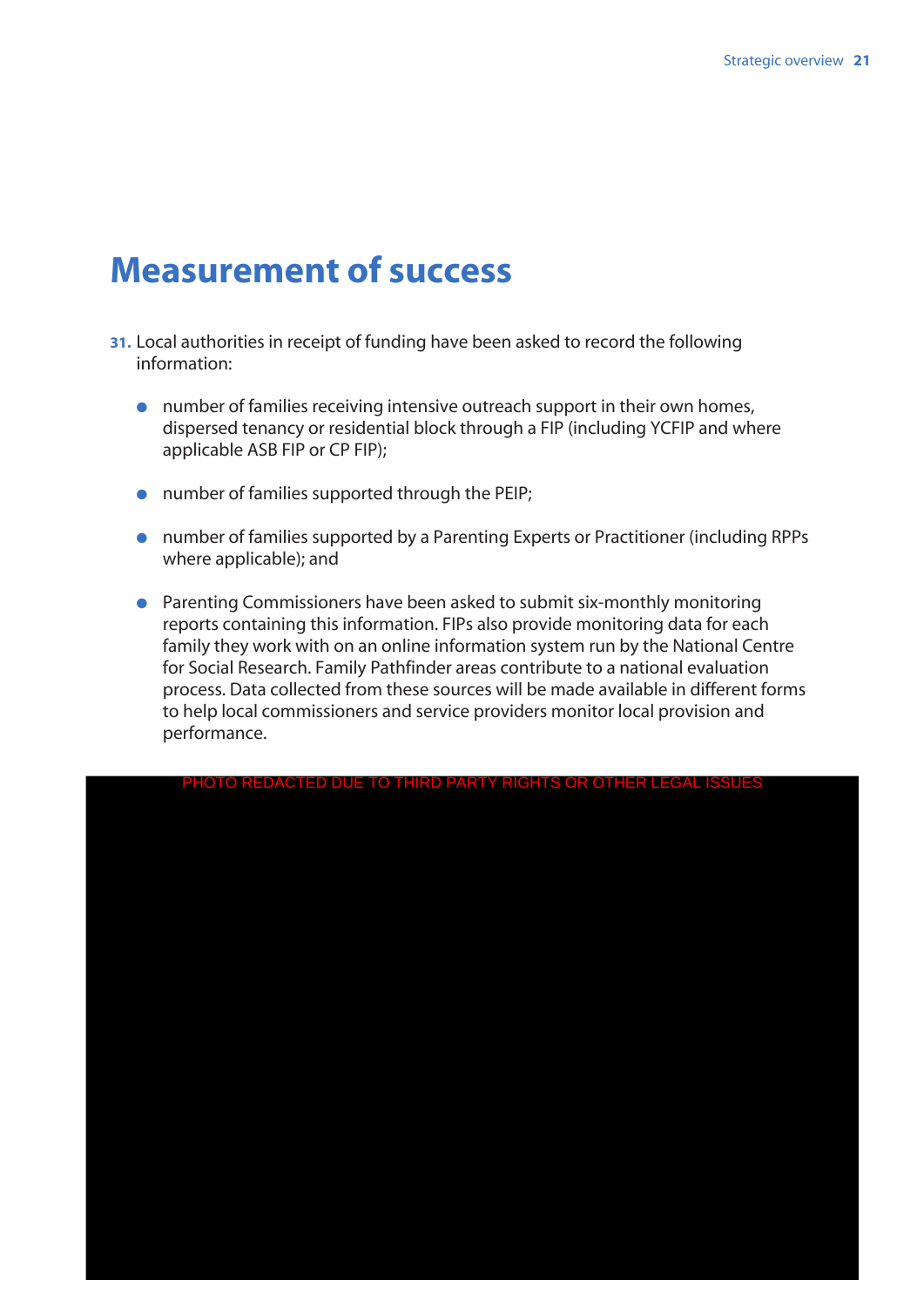# Measurement of success

**31.** Local authorities in receipt of funding have been asked to record the following information:

- number of families receiving intensive outreach support in their own homes, dispersed tenancy or residential block through a FIP (including YCFIP and where applicable ASB FIP or CP FIP);
- number of families supported through the PEIP;
- number of families supported by a Parenting Experts or Practitioner (including RPPs where applicable); and
- Parenting Commissioners have been asked to submit six-monthly monitoring reports containing this information. FIPs also provide monitoring data for each family they work with on an online information system run by the National Centre for Social Research. Family Pathfinder areas contribute to a national evaluation process. Data collected from these sources will be made available in different forms to help local commissioners and service providers monitor local provision and performance.

PHOTO REDACTED DUE TO THIRD PARTY RIGHTS OR OTHER LEGAL ISSUES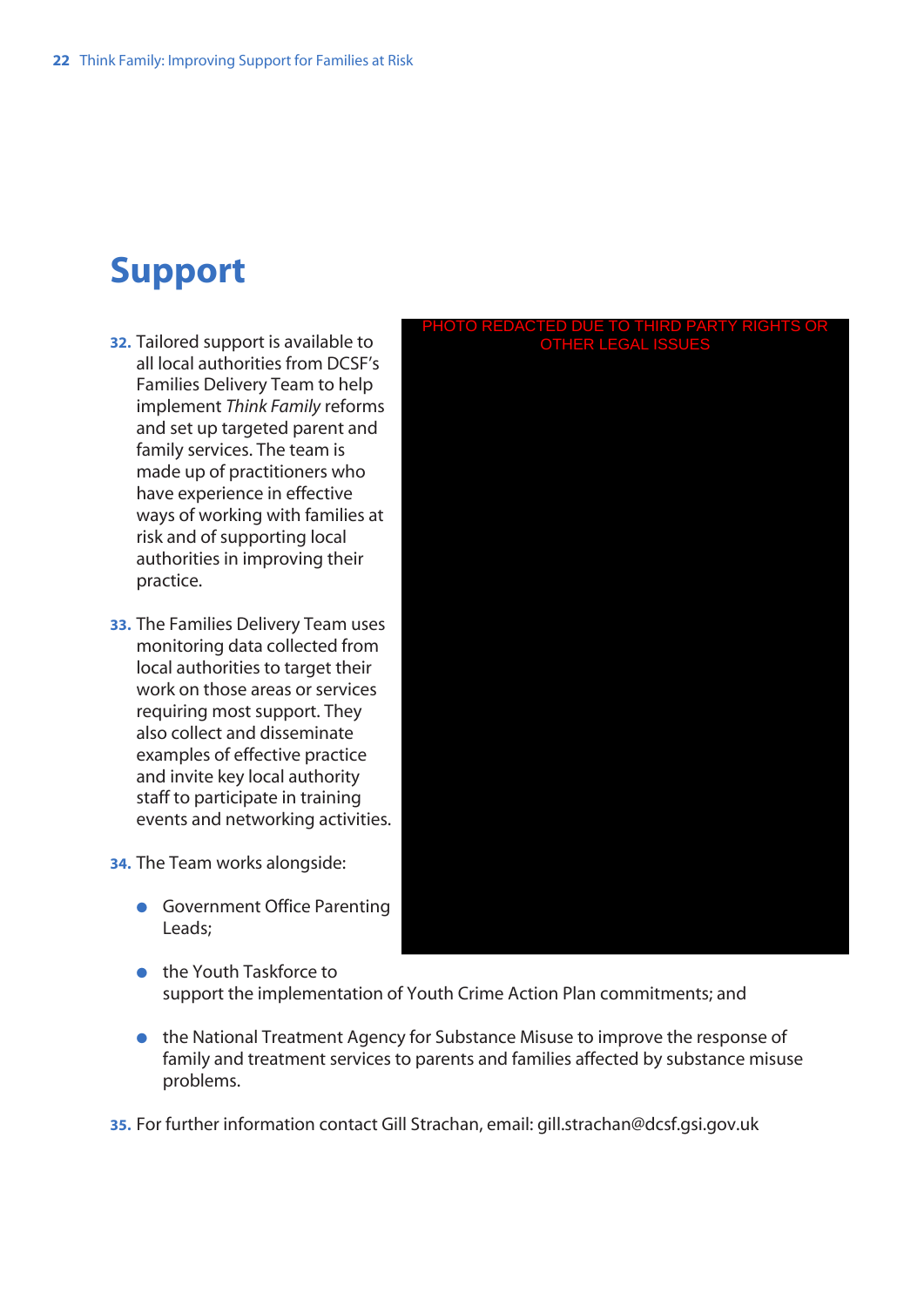# Support

32. Tailored support is available to all local authorities from DCSF's Families Delivery Team to help implement *Think Family* reforms and set up targeted parent and family services. The team is made up of practitioners who have experience in effective ways of working with families at risk and of supporting local authorities in improving their practice.

33. The Families Delivery Team uses monitoring data collected from local authorities to target their work on those areas or services requiring most support. They also collect and disseminate examples of effective practice and invite key local authority staff to participate in training events and networking activities.

PHOTO REDACTED DUE TO THIRD PARTY RIGHTS OR OTHER LEGAL ISSUES

34. The Team works alongside:

- Government Office Parenting Leads;
- the Youth Taskforce to support the implementation of Youth Crime Action Plan commitments; and
- the National Treatment Agency for Substance Misuse to improve the response of family and treatment services to parents and families affected by substance misuse problems.

35. For further information contact Gill Strachan, email: gill.strachan@dcsf.gsi.gov.uk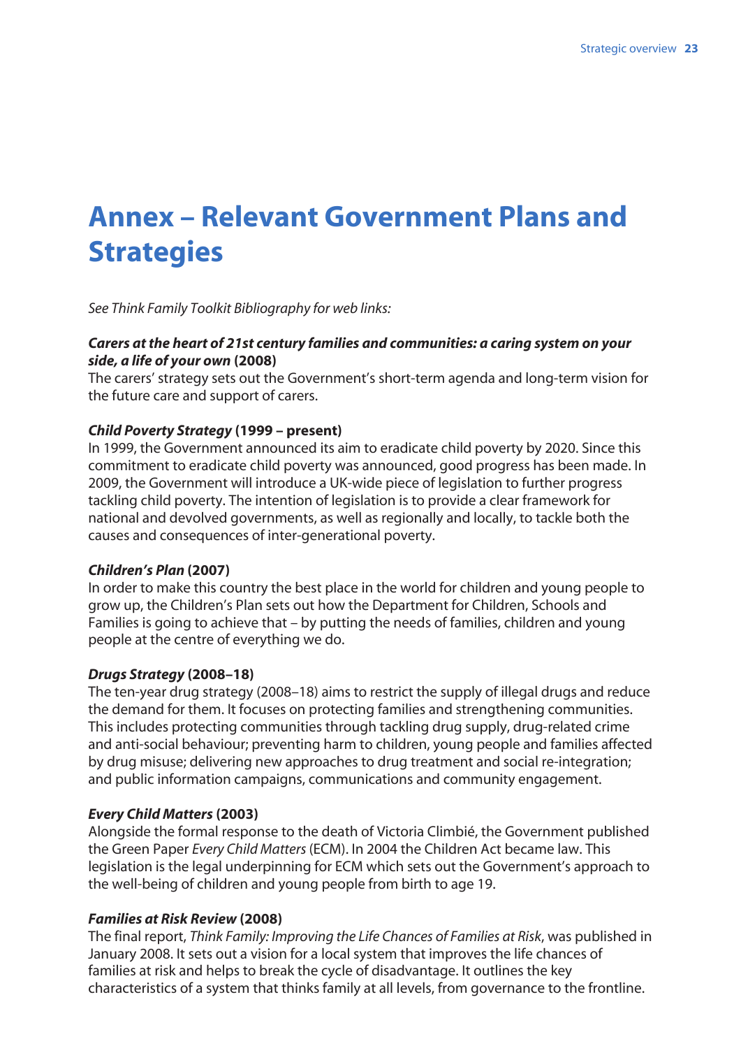# Annex – Relevant Government Plans and Strategies

*See Think Family Toolkit Bibliography for web links:*

***Carers at the heart of 21st century families and communities: a caring system on your side, a life of your own*** **(2008)**
The carers' strategy sets out the Government's short-term agenda and long-term vision for the future care and support of carers.

***Child Poverty Strategy*** **(1999 – present)**
In 1999, the Government announced its aim to eradicate child poverty by 2020. Since this commitment to eradicate child poverty was announced, good progress has been made. In 2009, the Government will introduce a UK-wide piece of legislation to further progress tackling child poverty. The intention of legislation is to provide a clear framework for national and devolved governments, as well as regionally and locally, to tackle both the causes and consequences of inter-generational poverty.

***Children's Plan*** **(2007)**
In order to make this country the best place in the world for children and young people to grow up, the Children's Plan sets out how the Department for Children, Schools and Families is going to achieve that – by putting the needs of families, children and young people at the centre of everything we do.

***Drugs Strategy*** **(2008–18)**
The ten-year drug strategy (2008–18) aims to restrict the supply of illegal drugs and reduce the demand for them. It focuses on protecting families and strengthening communities. This includes protecting communities through tackling drug supply, drug-related crime and anti-social behaviour; preventing harm to children, young people and families affected by drug misuse; delivering new approaches to drug treatment and social re-integration; and public information campaigns, communications and community engagement.

***Every Child Matters*** **(2003)**
Alongside the formal response to the death of Victoria Climbié, the Government published the Green Paper *Every Child Matters* (ECM). In 2004 the Children Act became law. This legislation is the legal underpinning for ECM which sets out the Government's approach to the well-being of children and young people from birth to age 19.

***Families at Risk Review*** **(2008)**
The final report, *Think Family: Improving the Life Chances of Families at Risk*, was published in January 2008. It sets out a vision for a local system that improves the life chances of families at risk and helps to break the cycle of disadvantage. It outlines the key characteristics of a system that thinks family at all levels, from governance to the frontline.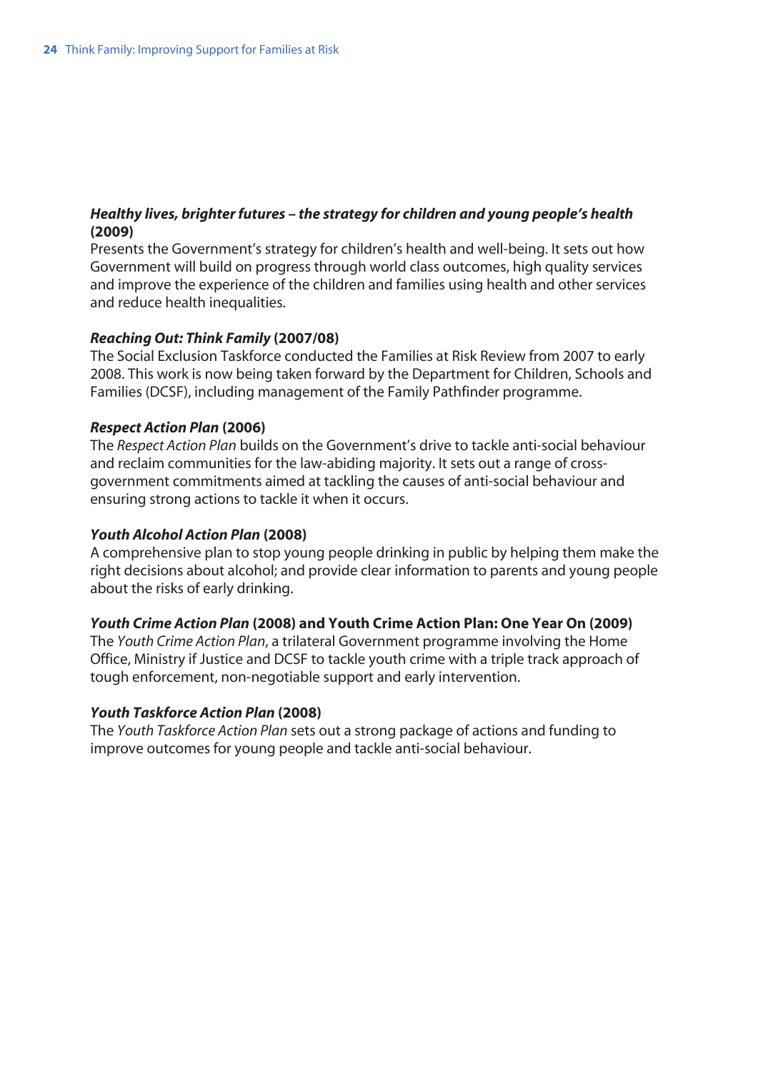***Healthy lives, brighter futures – the strategy for children and young people's health* (2009)**
Presents the Government's strategy for children's health and well-being. It sets out how Government will build on progress through world class outcomes, high quality services and improve the experience of the children and families using health and other services and reduce health inequalities.

***Reaching Out: Think Family* (2007/08)**
The Social Exclusion Taskforce conducted the Families at Risk Review from 2007 to early 2008. This work is now being taken forward by the Department for Children, Schools and Families (DCSF), including management of the Family Pathfinder programme.

***Respect Action Plan* (2006)**
The *Respect Action Plan* builds on the Government's drive to tackle anti-social behaviour and reclaim communities for the law-abiding majority. It sets out a range of cross-government commitments aimed at tackling the causes of anti-social behaviour and ensuring strong actions to tackle it when it occurs.

***Youth Alcohol Action Plan* (2008)**
A comprehensive plan to stop young people drinking in public by helping them make the right decisions about alcohol; and provide clear information to parents and young people about the risks of early drinking.

***Youth Crime Action Plan* (2008) and Youth Crime Action Plan: One Year On (2009)**
The *Youth Crime Action Plan*, a trilateral Government programme involving the Home Office, Ministry if Justice and DCSF to tackle youth crime with a triple track approach of tough enforcement, non-negotiable support and early intervention.

***Youth Taskforce Action Plan* (2008)**
The *Youth Taskforce Action Plan* sets out a strong package of actions and funding to improve outcomes for young people and tackle anti-social behaviour.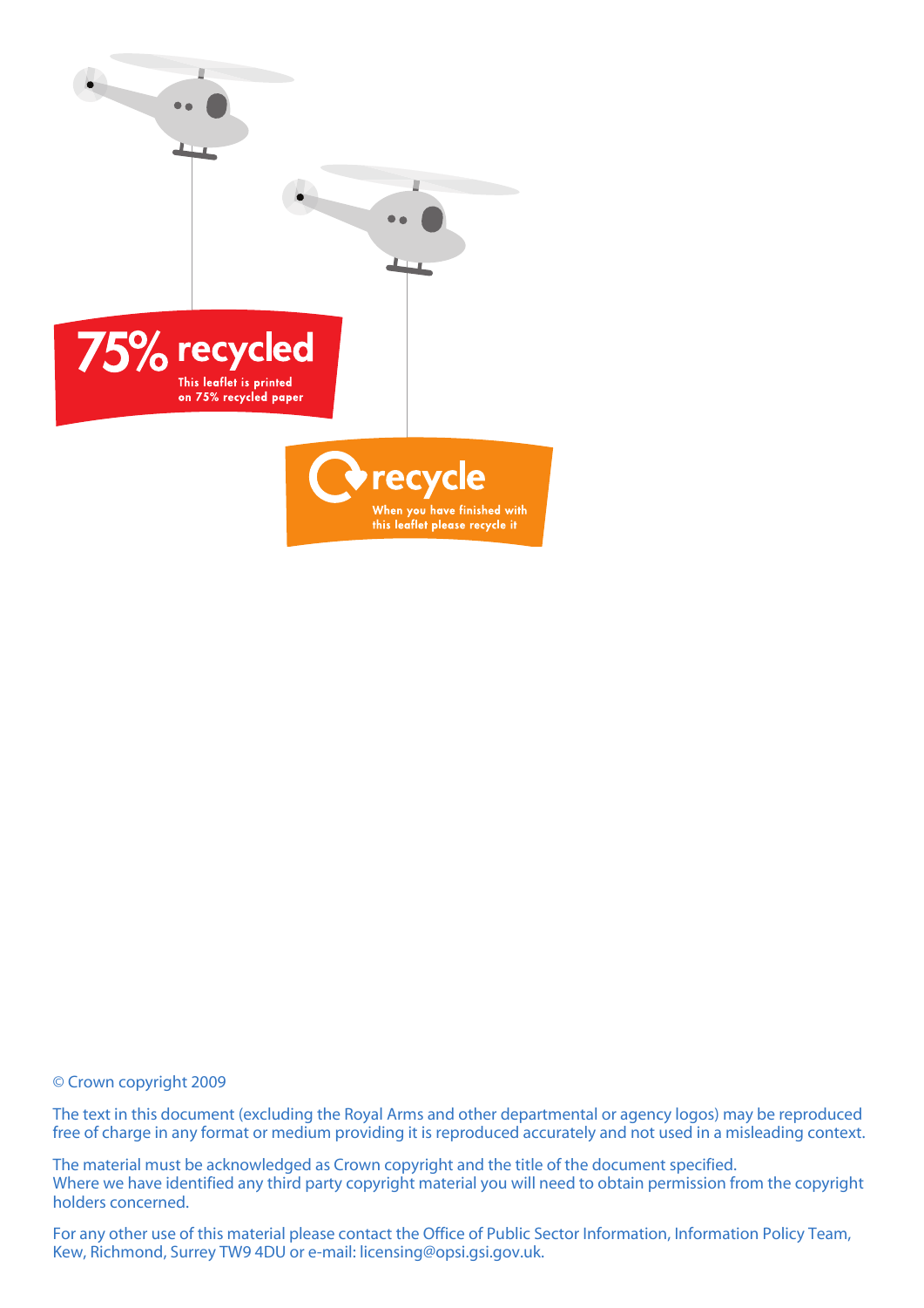75% recycled

This leaflet is printed on 75% recycled paper

recycle

When you have finished with this leaflet please recycle it

© Crown copyright 2009

The text in this document (excluding the Royal Arms and other departmental or agency logos) may be reproduced free of charge in any format or medium providing it is reproduced accurately and not used in a misleading context.

The material must be acknowledged as Crown copyright and the title of the document specified.
Where we have identified any third party copyright material you will need to obtain permission from the copyright holders concerned.

For any other use of this material please contact the Office of Public Sector Information, Information Policy Team, Kew, Richmond, Surrey TW9 4DU or e-mail: licensing@opsi.gsi.gov.uk.